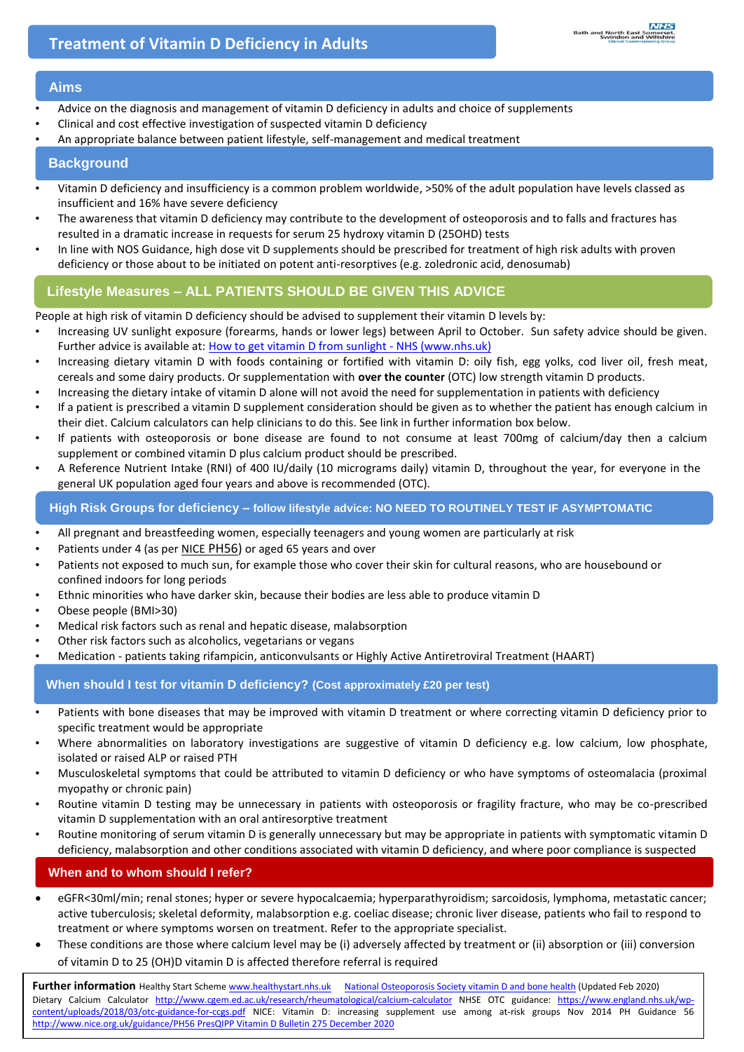# Treatment of Vitamin D Deficiency in Adults

Bath and North East Somerset, Swindon and Wiltshire Clinical Commissioning Group

## Aims

- Advice on the diagnosis and management of vitamin D deficiency in adults and choice of supplements
- Clinical and cost effective investigation of suspected vitamin D deficiency
- An appropriate balance between patient lifestyle, self-management and medical treatment

## Background

- Vitamin D deficiency and insufficiency is a common problem worldwide, >50% of the adult population have levels classed as insufficient and 16% have severe deficiency
- The awareness that vitamin D deficiency may contribute to the development of osteoporosis and to falls and fractures has resulted in a dramatic increase in requests for serum 25 hydroxy vitamin D (25OHD) tests
- In line with NOS Guidance, high dose vit D supplements should be prescribed for treatment of high risk adults with proven deficiency or those about to be initiated on potent anti-resorptives (e.g. zoledronic acid, denosumab)

## Lifestyle Measures – ALL PATIENTS SHOULD BE GIVEN THIS ADVICE

People at high risk of vitamin D deficiency should be advised to supplement their vitamin D levels by:

- Increasing UV sunlight exposure (forearms, hands or lower legs) between April to October. Sun safety advice should be given. Further advice is available at: How to get vitamin D from sunlight - NHS (www.nhs.uk)
- Increasing dietary vitamin D with foods containing or fortified with vitamin D: oily fish, egg yolks, cod liver oil, fresh meat, cereals and some dairy products. Or supplementation with **over the counter** (OTC) low strength vitamin D products.
- Increasing the dietary intake of vitamin D alone will not avoid the need for supplementation in patients with deficiency
- If a patient is prescribed a vitamin D supplement consideration should be given as to whether the patient has enough calcium in their diet. Calcium calculators can help clinicians to do this. See link in further information box below.
- If patients with osteoporosis or bone disease are found to not consume at least 700mg of calcium/day then a calcium supplement or combined vitamin D plus calcium product should be prescribed.
- A Reference Nutrient Intake (RNI) of 400 IU/daily (10 micrograms daily) vitamin D, throughout the year, for everyone in the general UK population aged four years and above is recommended (OTC).

## High Risk Groups for deficiency – follow lifestyle advice: NO NEED TO ROUTINELY TEST IF ASYMPTOMATIC

- All pregnant and breastfeeding women, especially teenagers and young women are particularly at risk
- Patients under 4 (as per NICE PH56) or aged 65 years and over
- Patients not exposed to much sun, for example those who cover their skin for cultural reasons, who are housebound or confined indoors for long periods
- Ethnic minorities who have darker skin, because their bodies are less able to produce vitamin D
- Obese people (BMI>30)
- Medical risk factors such as renal and hepatic disease, malabsorption
- Other risk factors such as alcoholics, vegetarians or vegans
- Medication - patients taking rifampicin, anticonvulsants or Highly Active Antiretroviral Treatment (HAART)

## When should I test for vitamin D deficiency? (Cost approximately £20 per test)

- Patients with bone diseases that may be improved with vitamin D treatment or where correcting vitamin D deficiency prior to specific treatment would be appropriate
- Where abnormalities on laboratory investigations are suggestive of vitamin D deficiency e.g. low calcium, low phosphate, isolated or raised ALP or raised PTH
- Musculoskeletal symptoms that could be attributed to vitamin D deficiency or who have symptoms of osteomalacia (proximal myopathy or chronic pain)
- Routine vitamin D testing may be unnecessary in patients with osteoporosis or fragility fracture, who may be co-prescribed vitamin D supplementation with an oral antiresorptive treatment
- Routine monitoring of serum vitamin D is generally unnecessary but may be appropriate in patients with symptomatic vitamin D deficiency, malabsorption and other conditions associated with vitamin D deficiency, and where poor compliance is suspected

## When and to whom should I refer?

- eGFR<30ml/min; renal stones; hyper or severe hypocalcaemia; hyperparathyroidism; sarcoidosis, lymphoma, metastatic cancer; active tuberculosis; skeletal deformity, malabsorption e.g. coeliac disease; chronic liver disease, patients who fail to respond to treatment or where symptoms worsen on treatment. Refer to the appropriate specialist.
- These conditions are those where calcium level may be (i) adversely affected by treatment or (ii) absorption or (iii) conversion of vitamin D to 25 (OH)D vitamin D is affected therefore referral is required

**Further information** Healthy Start Scheme www.healthystart.nhs.uk National Osteoporosis Society vitamin D and bone health (Updated Feb 2020) Dietary Calcium Calculator http://www.cgem.ed.ac.uk/research/rheumatological/calcium-calculator NHSE OTC guidance: https://www.england.nhs.uk/wp-content/uploads/2018/03/otc-guidance-for-ccgs.pdf NICE: Vitamin D: increasing supplement use among at-risk groups Nov 2014 PH Guidance 56 http://www.nice.org.uk/guidance/PH56 PresQIPP Vitamin D Bulletin 275 December 2020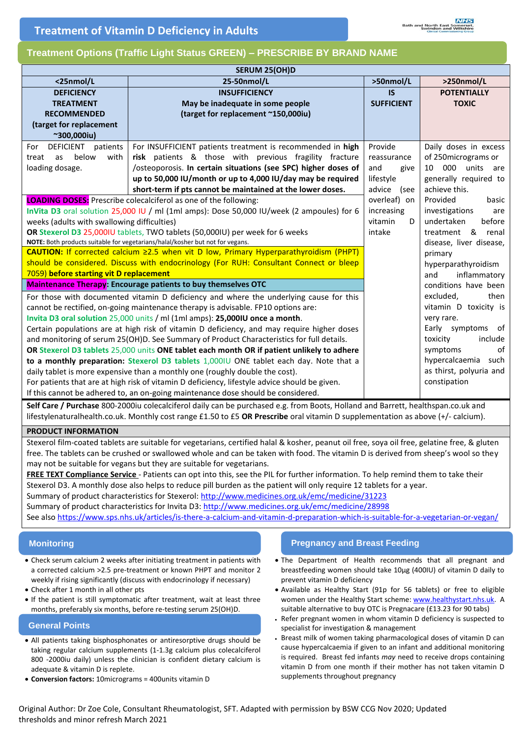# Treatment of Vitamin D Deficiency in Adults

## Treatment Options (Traffic Light Status GREEN) – PRESCRIBE BY BRAND NAME

| SERUM 25(OH)D | | | |
|---|---|---|---|
| **<25nmol/L** | **25-50nmol/L** | **>50nmol/L** | **>250nmol/L** |
| **DEFICIENCY TREATMENT RECOMMENDED (target for replacement ~300,000iu)** | **INSUFFICIENCY May be inadequate in some people (target for replacement ~150,000iu)** | **IS SUFFICIENT** | **POTENTIALLY TOXIC** |
| For DEFICIENT patients treat as below with loading dosage. | For INSUFFICIENT patients treatment is recommended in **high risk** patients & those with previous fragility fracture /osteoporosis. **In certain situations (see SPC) higher doses of up to 50,000 IU/month or up to 4,000 IU/day may be required short-term if pts cannot be maintained at the lower doses.** | Provide reassurance and give lifestyle advice (see overleaf) on increasing vitamin D intake | Daily doses in excess of 250micrograms or 10 000 units are generally required to achieve this. Provided basic investigations are undertaken before treatment & renal disease, liver disease, primary hyperparathyroidism and inflammatory conditions have been excluded, then vitamin D toxicity is very rare. Early symptoms of toxicity include symptoms of hypercalcaemia such as thirst, polyuria and constipation |

**LOADING DOSES:** Prescribe colecalciferol as one of the following:

InVita D3 oral solution 25,000 IU / ml (1ml amps): Dose 50,000 IU/week (2 ampoules) for 6 weeks (adults with swallowing difficulties)

**OR** Stexerol D3 25,000IU tablets, TWO tablets (50,000IU) per week for 6 weeks

**NOTE:** Both products suitable for vegetarians/halal/kosher but not for vegans.

**CAUTION:** If corrected calcium ≥2.5 when vit D low, Primary Hyperparathyroidism (PHPT) should be considered. Discuss with endocrinology (For RUH: Consultant Connect or bleep 7059) **before starting vit D replacement**

**Maintenance Therapy: Encourage patients to buy themselves OTC**

For those with documented vitamin D deficiency and where the underlying cause for this cannot be rectified, on-going maintenance therapy is advisable. FP10 options are:

**Invita D3 oral solution** 25,000 units / ml (1ml amps): **25,000IU once a month**.

Certain populations are at high risk of vitamin D deficiency, and may require higher doses and monitoring of serum 25(OH)D. See Summary of Product Characteristics for full details.

**OR Stexerol D3 tablets** 25,000 units **ONE tablet each month OR if patient unlikely to adhere to a monthly preparation: Stexerol D3 tablets** 1,000IU ONE tablet each day. Note that a daily tablet is more expensive than a monthly one (roughly double the cost).

For patients that are at high risk of vitamin D deficiency, lifestyle advice should be given.

If this cannot be adhered to, an on-going maintenance dose should be considered.

**Self Care / Purchase** 800-2000iu colecalciferol daily can be purchased e.g. from Boots, Holland and Barrett, healthspan.co.uk and lifestylenaturalhealth.co.uk. Monthly cost range £1.50 to £5 **OR Prescribe** oral vitamin D supplementation as above (+/- calcium).

**PRODUCT INFORMATION**

Stexerol film-coated tablets are suitable for vegetarians, certified halal & kosher, peanut oil free, soya oil free, gelatine free, & gluten free. The tablets can be crushed or swallowed whole and can be taken with food. The vitamin D is derived from sheep's wool so they may not be suitable for vegans but they are suitable for vegetarians.

**FREE TEXT Compliance Service** - Patients can opt into this, see the PIL for further information. To help remind them to take their Stexerol D3. A monthly dose also helps to reduce pill burden as the patient will only require 12 tablets for a year.

Summary of product characteristics for Stexerol: http://www.medicines.org.uk/emc/medicine/31223

Summary of product characteristics for Invita D3: http://www.medicines.org.uk/emc/medicine/28998

See also https://www.sps.nhs.uk/articles/is-there-a-calcium-and-vitamin-d-preparation-which-is-suitable-for-a-vegetarian-or-vegan/

## Monitoring

- Check serum calcium 2 weeks after initiating treatment in patients with a corrected calcium >2.5 pre-treatment or known PHPT and monitor 2 weekly if rising significantly (discuss with endocrinology if necessary)
- Check after 1 month in all other pts
- If the patient is still symptomatic after treatment, wait at least three months, preferably six months, before re-testing serum 25(OH)D.

## General Points

- All patients taking bisphosphonates or antiresorptive drugs should be taking regular calcium supplements (1-1.3g calcium plus colecalciferol 800 -2000iu daily) unless the clinician is confident dietary calcium is adequate & vitamin D is replete.
- **Conversion factors:** 10micrograms = 400units vitamin D

## Pregnancy and Breast Feeding

- The Department of Health recommends that all pregnant and breastfeeding women should take 10µg (400IU) of vitamin D daily to prevent vitamin D deficiency
- Available as Healthy Start (91p for 56 tablets) or free to eligible women under the Healthy Start scheme: www.healthystart.nhs.uk. A suitable alternative to buy OTC is Pregnacare (£13.23 for 90 tabs)
- Refer pregnant women in whom vitamin D deficiency is suspected to specialist for investigation & management
- Breast milk of women taking pharmacological doses of vitamin D can cause hypercalcaemia if given to an infant and additional monitoring is required. Breast fed infants *may* need to receive drops containing vitamin D from one month if their mother has not taken vitamin D supplements throughout pregnancy

Original Author: Dr Zoe Cole, Consultant Rheumatologist, SFT. Adapted with permission by BSW CCG Nov 2020; Updated thresholds and minor refresh March 2021